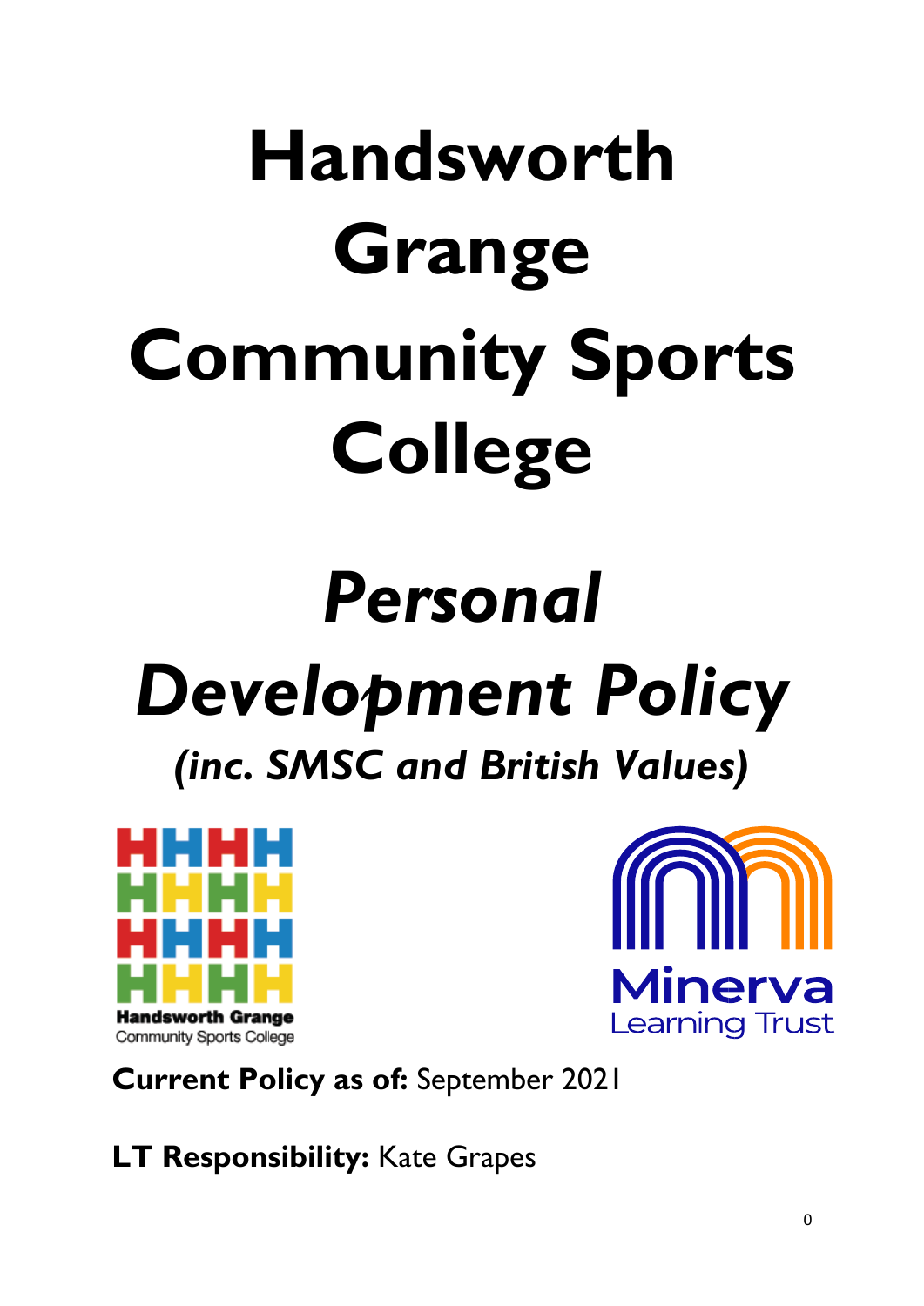# Handsworth Grange Community Sports College

# *Personal Development Policy*

## *(inc. SMSC and British Values)*

Handsworth Grange
Community Sports College

Minerva
Learning Trust

**Current Policy as of:** September 2021

**LT Responsibility:** Kate Grapes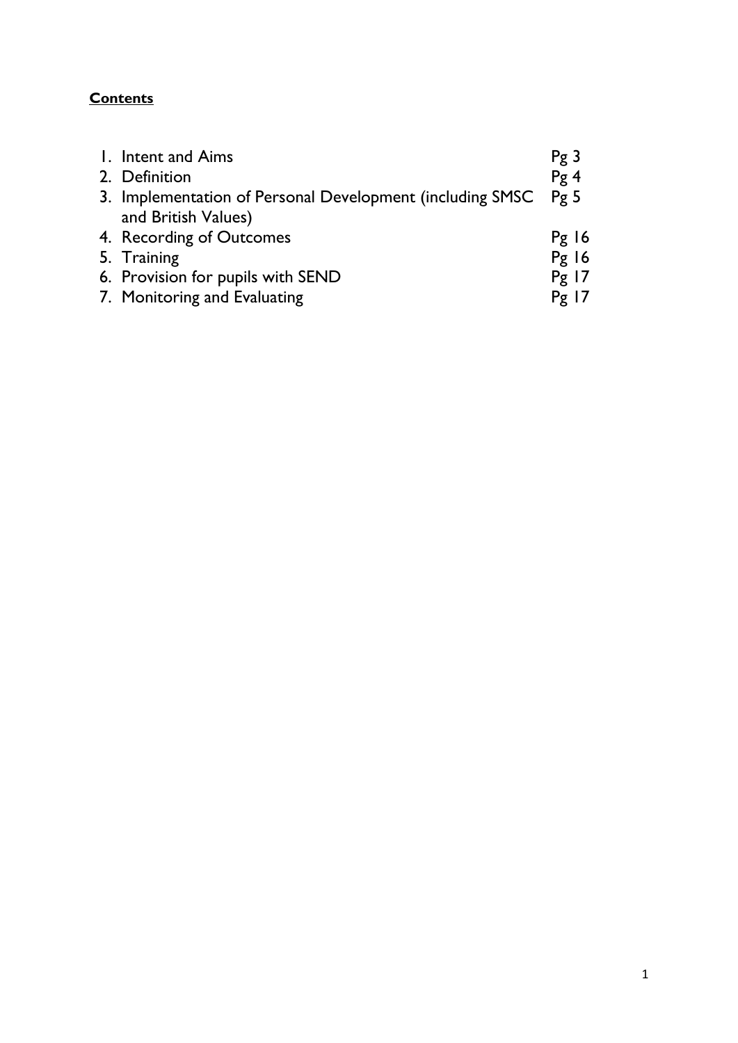**Contents**

| | |
|---|---|
| 1. Intent and Aims | Pg 3 |
| 2. Definition | Pg 4 |
| 3. Implementation of Personal Development (including SMSC and British Values) | Pg 5 |
| 4. Recording of Outcomes | Pg 16 |
| 5. Training | Pg 16 |
| 6. Provision for pupils with SEND | Pg 17 |
| 7. Monitoring and Evaluating | Pg 17 |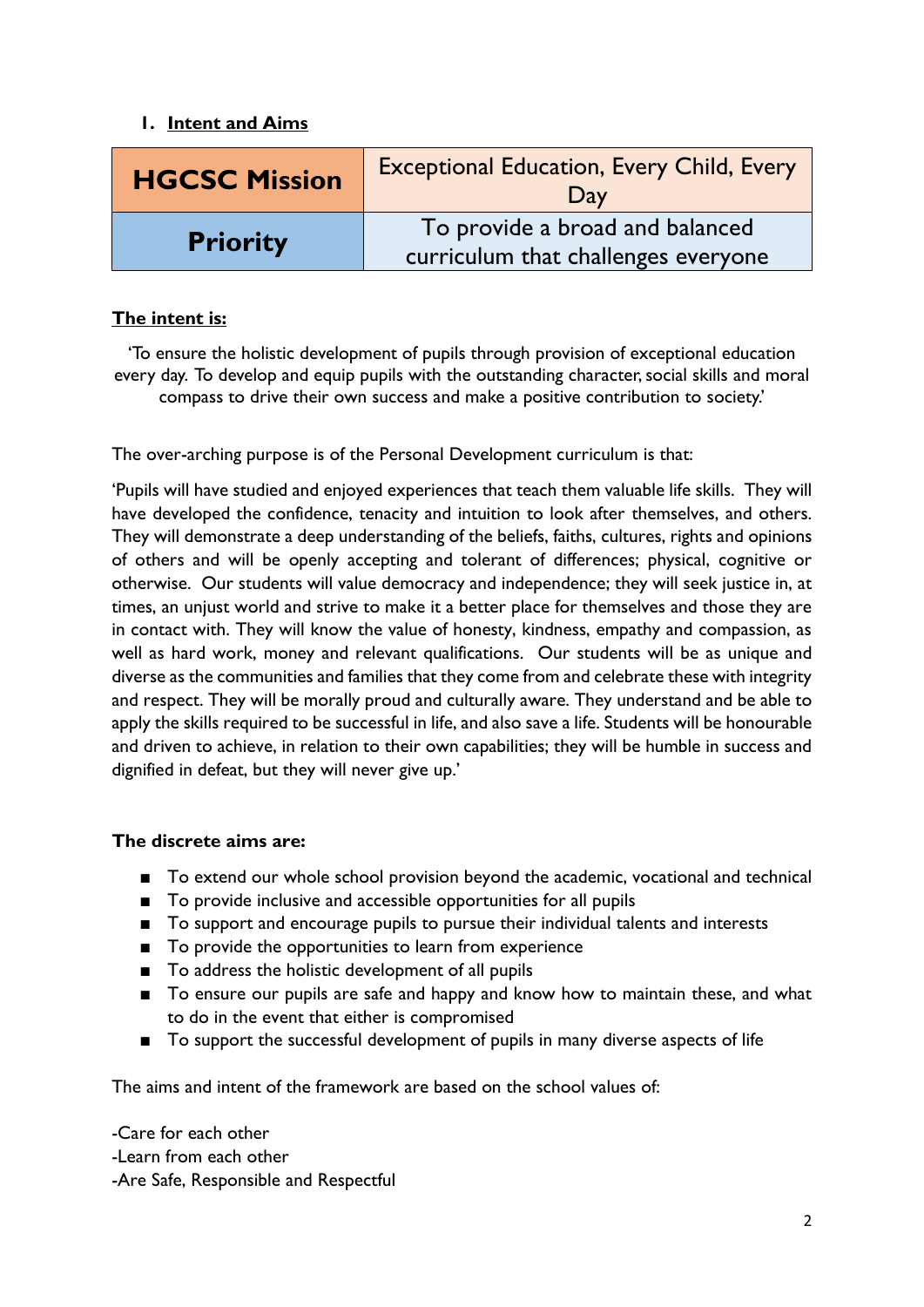## 1. Intent and Aims

| HGCSC Mission | Exceptional Education, Every Child, Every Day |
|---|---|
| **Priority** | To provide a broad and balanced curriculum that challenges everyone |

**The intent is:**

'To ensure the holistic development of pupils through provision of exceptional education every day. To develop and equip pupils with the outstanding character, social skills and moral compass to drive their own success and make a positive contribution to society.'

The over-arching purpose is of the Personal Development curriculum is that:

'Pupils will have studied and enjoyed experiences that teach them valuable life skills. They will have developed the confidence, tenacity and intuition to look after themselves, and others. They will demonstrate a deep understanding of the beliefs, faiths, cultures, rights and opinions of others and will be openly accepting and tolerant of differences; physical, cognitive or otherwise. Our students will value democracy and independence; they will seek justice in, at times, an unjust world and strive to make it a better place for themselves and those they are in contact with. They will know the value of honesty, kindness, empathy and compassion, as well as hard work, money and relevant qualifications. Our students will be as unique and diverse as the communities and families that they come from and celebrate these with integrity and respect. They will be morally proud and culturally aware. They understand and be able to apply the skills required to be successful in life, and also save a life. Students will be honourable and driven to achieve, in relation to their own capabilities; they will be humble in success and dignified in defeat, but they will never give up.'

**The discrete aims are:**

- To extend our whole school provision beyond the academic, vocational and technical
- To provide inclusive and accessible opportunities for all pupils
- To support and encourage pupils to pursue their individual talents and interests
- To provide the opportunities to learn from experience
- To address the holistic development of all pupils
- To ensure our pupils are safe and happy and know how to maintain these, and what to do in the event that either is compromised
- To support the successful development of pupils in many diverse aspects of life

The aims and intent of the framework are based on the school values of:

-Care for each other
-Learn from each other
-Are Safe, Responsible and Respectful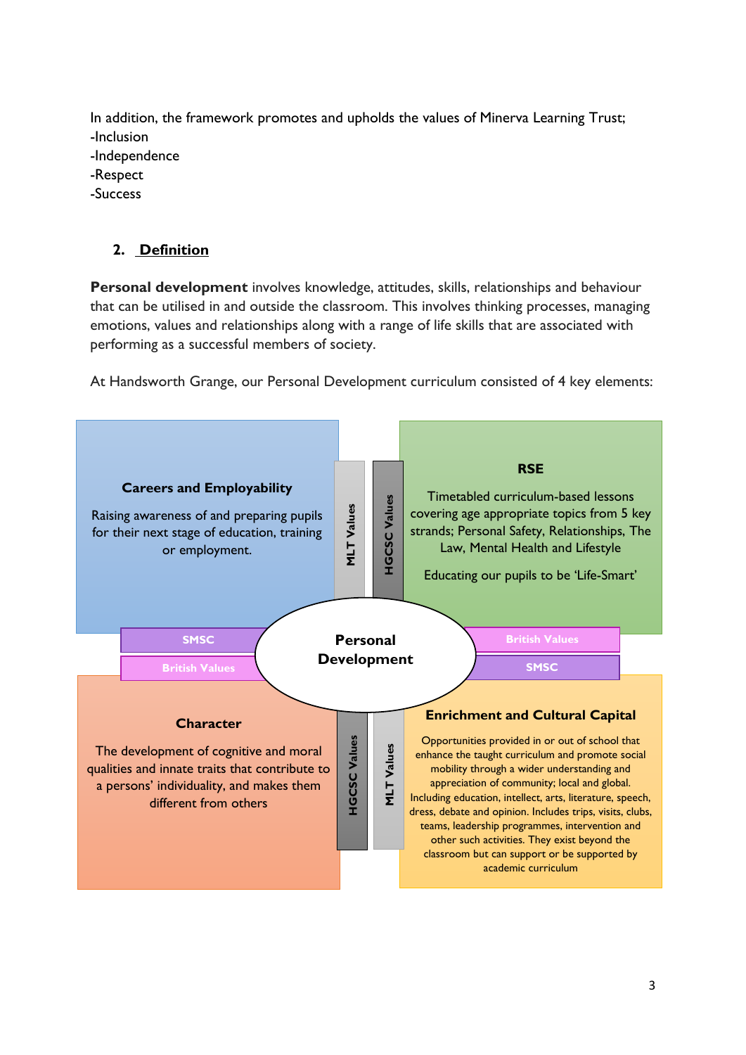In addition, the framework promotes and upholds the values of Minerva Learning Trust;
-Inclusion
-Independence
-Respect
-Success

## 2. Definition

**Personal development** involves knowledge, attitudes, skills, relationships and behaviour that can be utilised in and outside the classroom. This involves thinking processes, managing emotions, values and relationships along with a range of life skills that are associated with performing as a successful members of society.

At Handsworth Grange, our Personal Development curriculum consisted of 4 key elements:

**Careers and Employability**

Raising awareness of and preparing pupils for their next stage of education, training or employment.

**RSE**

Timetabled curriculum-based lessons covering age appropriate topics from 5 key strands; Personal Safety, Relationships, The Law, Mental Health and Lifestyle

Educating our pupils to be 'Life-Smart'

MLT Values

HGCSC Values

SMSC

British Values

**Personal Development**

British Values

SMSC

**Character**

The development of cognitive and moral qualities and innate traits that contribute to a persons' individuality, and makes them different from others

HGCSC Values

MLT Values

**Enrichment and Cultural Capital**

Opportunities provided in or out of school that enhance the taught curriculum and promote social mobility through a wider understanding and appreciation of community; local and global. Including education, intellect, arts, literature, speech, dress, debate and opinion. Includes trips, visits, clubs, teams, leadership programmes, intervention and other such activities. They exist beyond the classroom but can support or be supported by academic curriculum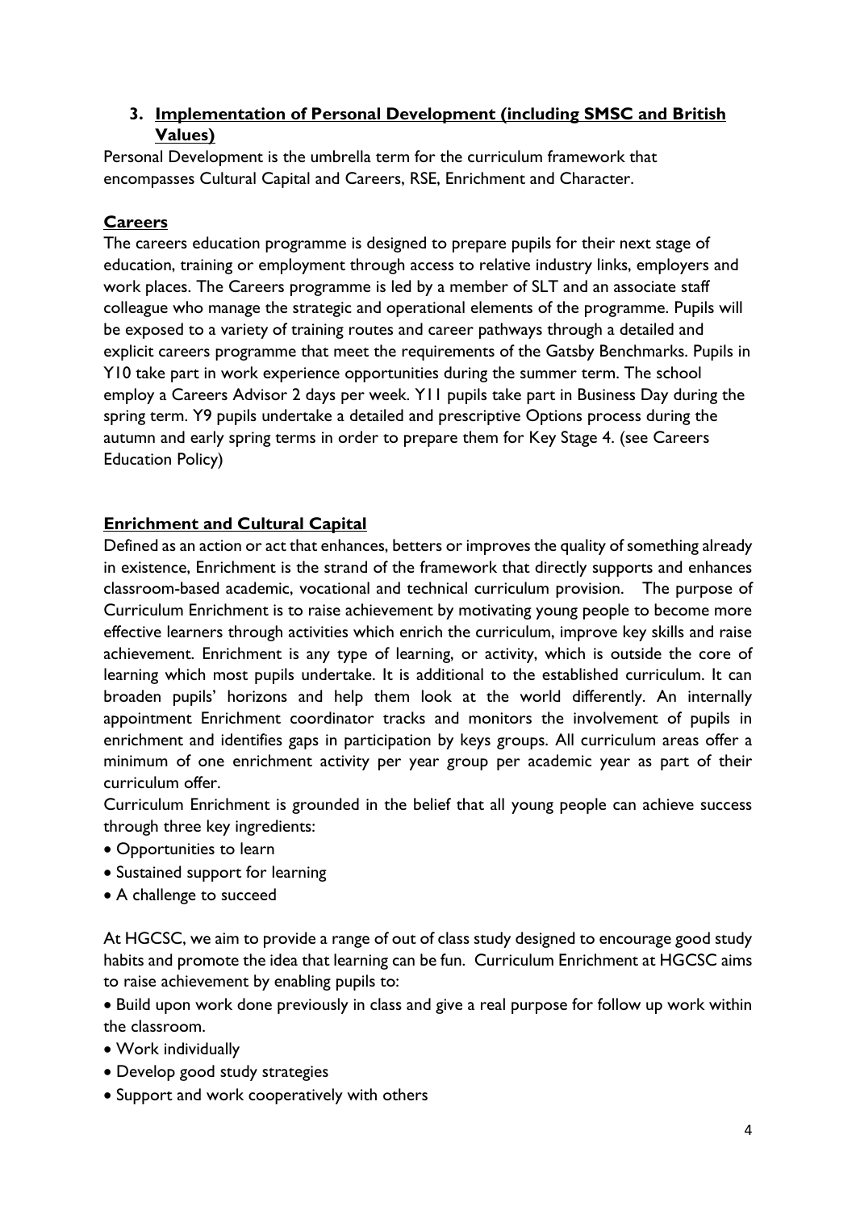## 3. Implementation of Personal Development (including SMSC and British Values)

Personal Development is the umbrella term for the curriculum framework that encompasses Cultural Capital and Careers, RSE, Enrichment and Character.

### Careers

The careers education programme is designed to prepare pupils for their next stage of education, training or employment through access to relative industry links, employers and work places. The Careers programme is led by a member of SLT and an associate staff colleague who manage the strategic and operational elements of the programme. Pupils will be exposed to a variety of training routes and career pathways through a detailed and explicit careers programme that meet the requirements of the Gatsby Benchmarks. Pupils in Y10 take part in work experience opportunities during the summer term. The school employ a Careers Advisor 2 days per week. Y11 pupils take part in Business Day during the spring term. Y9 pupils undertake a detailed and prescriptive Options process during the autumn and early spring terms in order to prepare them for Key Stage 4. (see Careers Education Policy)

### Enrichment and Cultural Capital

Defined as an action or act that enhances, betters or improves the quality of something already in existence, Enrichment is the strand of the framework that directly supports and enhances classroom-based academic, vocational and technical curriculum provision. The purpose of Curriculum Enrichment is to raise achievement by motivating young people to become more effective learners through activities which enrich the curriculum, improve key skills and raise achievement. Enrichment is any type of learning, or activity, which is outside the core of learning which most pupils undertake. It is additional to the established curriculum. It can broaden pupils' horizons and help them look at the world differently. An internally appointment Enrichment coordinator tracks and monitors the involvement of pupils in enrichment and identifies gaps in participation by keys groups. All curriculum areas offer a minimum of one enrichment activity per year group per academic year as part of their curriculum offer.

Curriculum Enrichment is grounded in the belief that all young people can achieve success through three key ingredients:

- Opportunities to learn
- Sustained support for learning
- A challenge to succeed

At HGCSC, we aim to provide a range of out of class study designed to encourage good study habits and promote the idea that learning can be fun. Curriculum Enrichment at HGCSC aims to raise achievement by enabling pupils to:

- Build upon work done previously in class and give a real purpose for follow up work within the classroom.
- Work individually
- Develop good study strategies
- Support and work cooperatively with others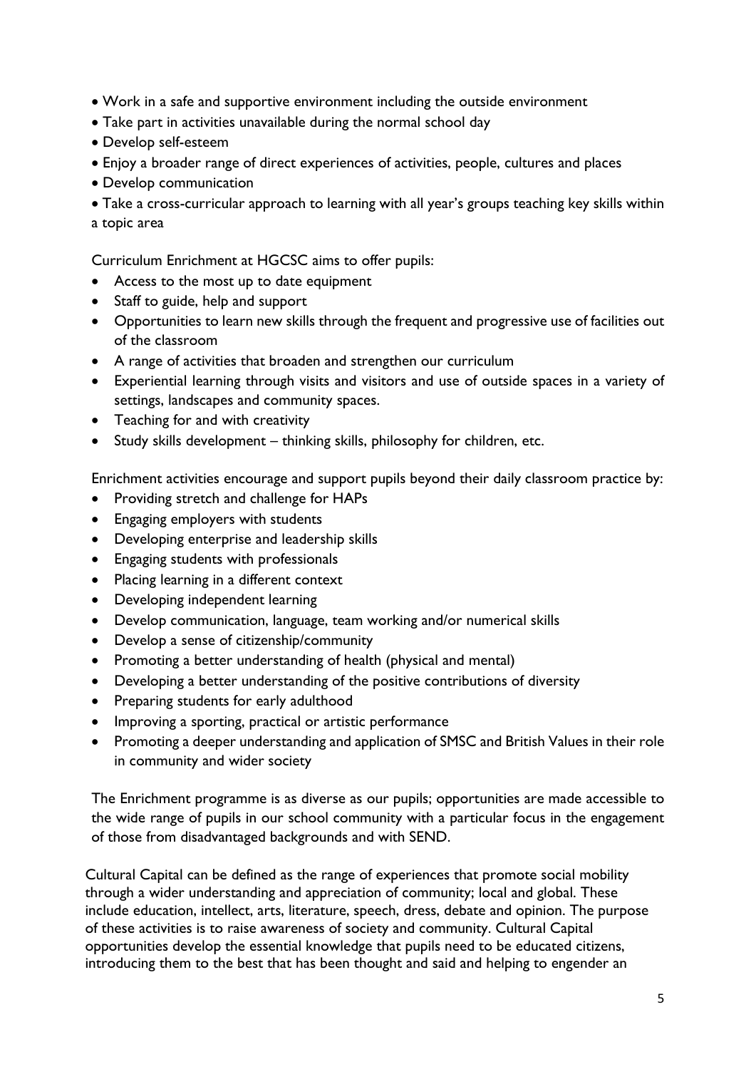- Work in a safe and supportive environment including the outside environment
- Take part in activities unavailable during the normal school day
- Develop self-esteem
- Enjoy a broader range of direct experiences of activities, people, cultures and places
- Develop communication
- Take a cross-curricular approach to learning with all year's groups teaching key skills within a topic area

Curriculum Enrichment at HGCSC aims to offer pupils:

- Access to the most up to date equipment
- Staff to guide, help and support
- Opportunities to learn new skills through the frequent and progressive use of facilities out of the classroom
- A range of activities that broaden and strengthen our curriculum
- Experiential learning through visits and visitors and use of outside spaces in a variety of settings, landscapes and community spaces.
- Teaching for and with creativity
- Study skills development – thinking skills, philosophy for children, etc.

Enrichment activities encourage and support pupils beyond their daily classroom practice by:

- Providing stretch and challenge for HAPs
- Engaging employers with students
- Developing enterprise and leadership skills
- Engaging students with professionals
- Placing learning in a different context
- Developing independent learning
- Develop communication, language, team working and/or numerical skills
- Develop a sense of citizenship/community
- Promoting a better understanding of health (physical and mental)
- Developing a better understanding of the positive contributions of diversity
- Preparing students for early adulthood
- Improving a sporting, practical or artistic performance
- Promoting a deeper understanding and application of SMSC and British Values in their role in community and wider society

The Enrichment programme is as diverse as our pupils; opportunities are made accessible to the wide range of pupils in our school community with a particular focus in the engagement of those from disadvantaged backgrounds and with SEND.

Cultural Capital can be defined as the range of experiences that promote social mobility through a wider understanding and appreciation of community; local and global. These include education, intellect, arts, literature, speech, dress, debate and opinion. The purpose of these activities is to raise awareness of society and community. Cultural Capital opportunities develop the essential knowledge that pupils need to be educated citizens, introducing them to the best that has been thought and said and helping to engender an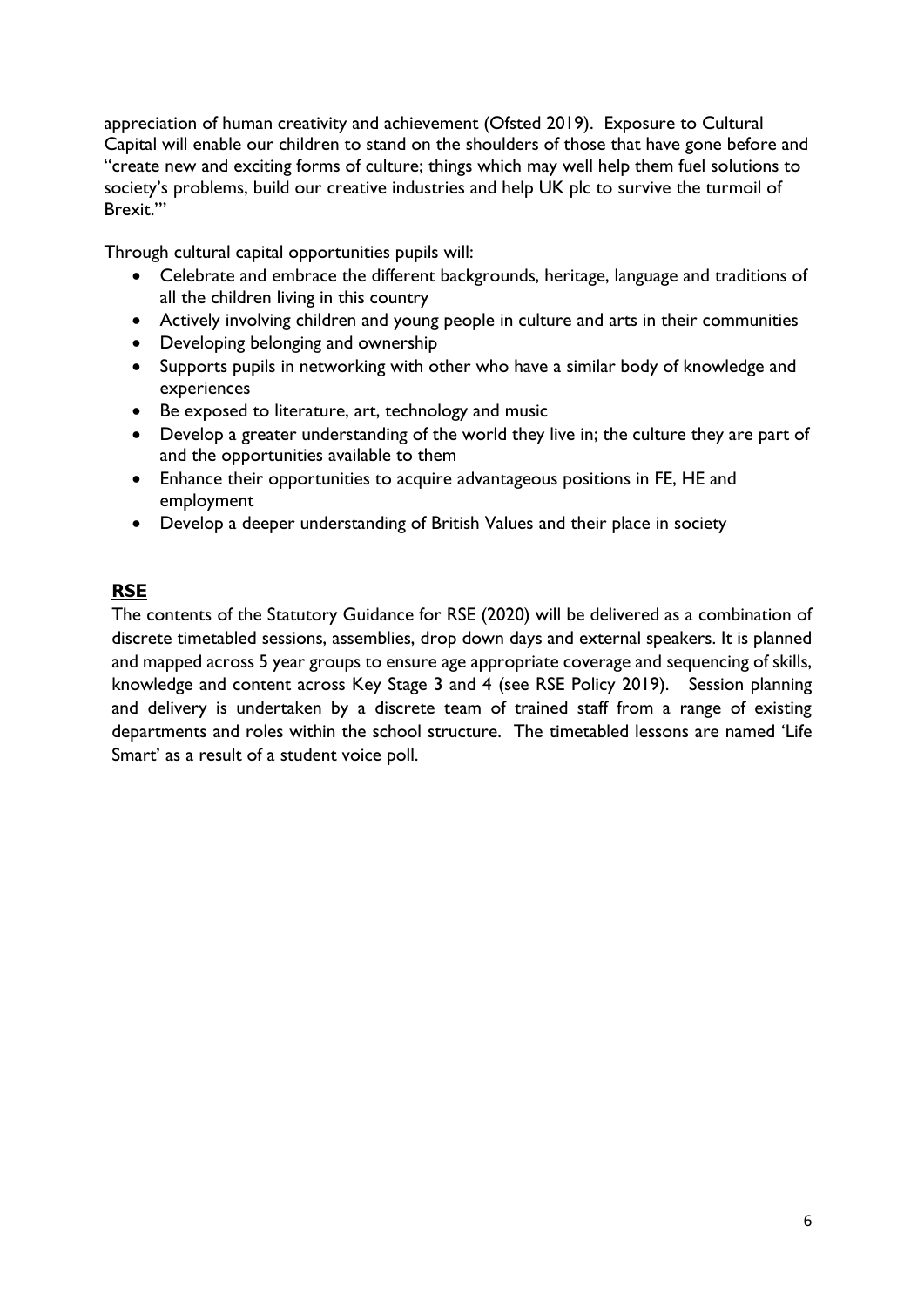appreciation of human creativity and achievement (Ofsted 2019). Exposure to Cultural Capital will enable our children to stand on the shoulders of those that have gone before and "create new and exciting forms of culture; things which may well help them fuel solutions to society's problems, build our creative industries and help UK plc to survive the turmoil of Brexit.'"

Through cultural capital opportunities pupils will:

- Celebrate and embrace the different backgrounds, heritage, language and traditions of all the children living in this country
- Actively involving children and young people in culture and arts in their communities
- Developing belonging and ownership
- Supports pupils in networking with other who have a similar body of knowledge and experiences
- Be exposed to literature, art, technology and music
- Develop a greater understanding of the world they live in; the culture they are part of and the opportunities available to them
- Enhance their opportunities to acquire advantageous positions in FE, HE and employment
- Develop a deeper understanding of British Values and their place in society

## RSE

The contents of the Statutory Guidance for RSE (2020) will be delivered as a combination of discrete timetabled sessions, assemblies, drop down days and external speakers. It is planned and mapped across 5 year groups to ensure age appropriate coverage and sequencing of skills, knowledge and content across Key Stage 3 and 4 (see RSE Policy 2019). Session planning and delivery is undertaken by a discrete team of trained staff from a range of existing departments and roles within the school structure. The timetabled lessons are named 'Life Smart' as a result of a student voice poll.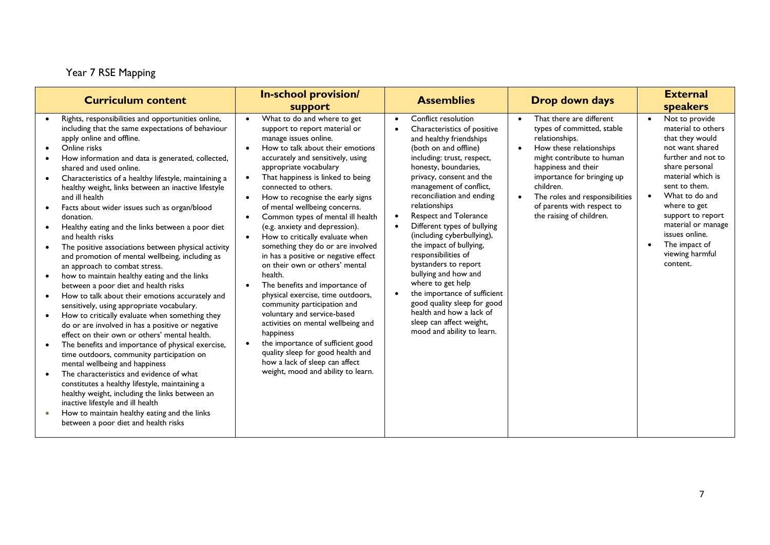Year 7 RSE Mapping

| Curriculum content | In-school provision/ support | Assemblies | Drop down days | External speakers |
|---|---|---|---|---|
| • Rights, responsibilities and opportunities online, including that the same expectations of behaviour apply online and offline.<br>• Online risks<br>• How information and data is generated, collected, shared and used online.<br>• Characteristics of a healthy lifestyle, maintaining a healthy weight, links between an inactive lifestyle and ill health<br>• Facts about wider issues such as organ/blood donation.<br>• Healthy eating and the links between a poor diet and health risks<br>• The positive associations between physical activity and promotion of mental wellbeing, including as an approach to combat stress.<br>• how to maintain healthy eating and the links between a poor diet and health risks<br>• How to talk about their emotions accurately and sensitively, using appropriate vocabulary.<br>• How to critically evaluate when something they do or are involved in has a positive or negative effect on their own or others' mental health.<br>• The benefits and importance of physical exercise, time outdoors, community participation on mental wellbeing and happiness<br>• The characteristics and evidence of what constitutes a healthy lifestyle, maintaining a healthy weight, including the links between an inactive lifestyle and ill health<br>• How to maintain healthy eating and the links between a poor diet and health risks | • What to do and where to get support to report material or manage issues online.<br>• How to talk about their emotions accurately and sensitively, using appropriate vocabulary<br>• That happiness is linked to being connected to others.<br>• How to recognise the early signs of mental wellbeing concerns.<br>• Common types of mental ill health (e.g. anxiety and depression).<br>• How to critically evaluate when something they do or are involved in has a positive or negative effect on their own or others' mental health.<br>• The benefits and importance of physical exercise, time outdoors, community participation and voluntary and service-based activities on mental wellbeing and happiness<br>• the importance of sufficient good quality sleep for good health and how a lack of sleep can affect weight, mood and ability to learn. | • Conflict resolution<br>• Characteristics of positive and healthy friendships (both on and offline) including: trust, respect, honesty, boundaries, privacy, consent and the management of conflict, reconciliation and ending relationships<br>• Respect and Tolerance<br>• Different types of bullying (including cyberbullying), the impact of bullying, responsibilities of bystanders to report bullying and how and where to get help<br>• the importance of sufficient good quality sleep for good health and how a lack of sleep can affect weight, mood and ability to learn. | • That there are different types of committed, stable relationships.<br>• How these relationships might contribute to human happiness and their importance for bringing up children.<br>• The roles and responsibilities of parents with respect to the raising of children. | • Not to provide material to others that they would not want shared further and not to share personal material which is sent to them.<br>• What to do and where to get support to report material or manage issues online.<br>• The impact of viewing harmful content. |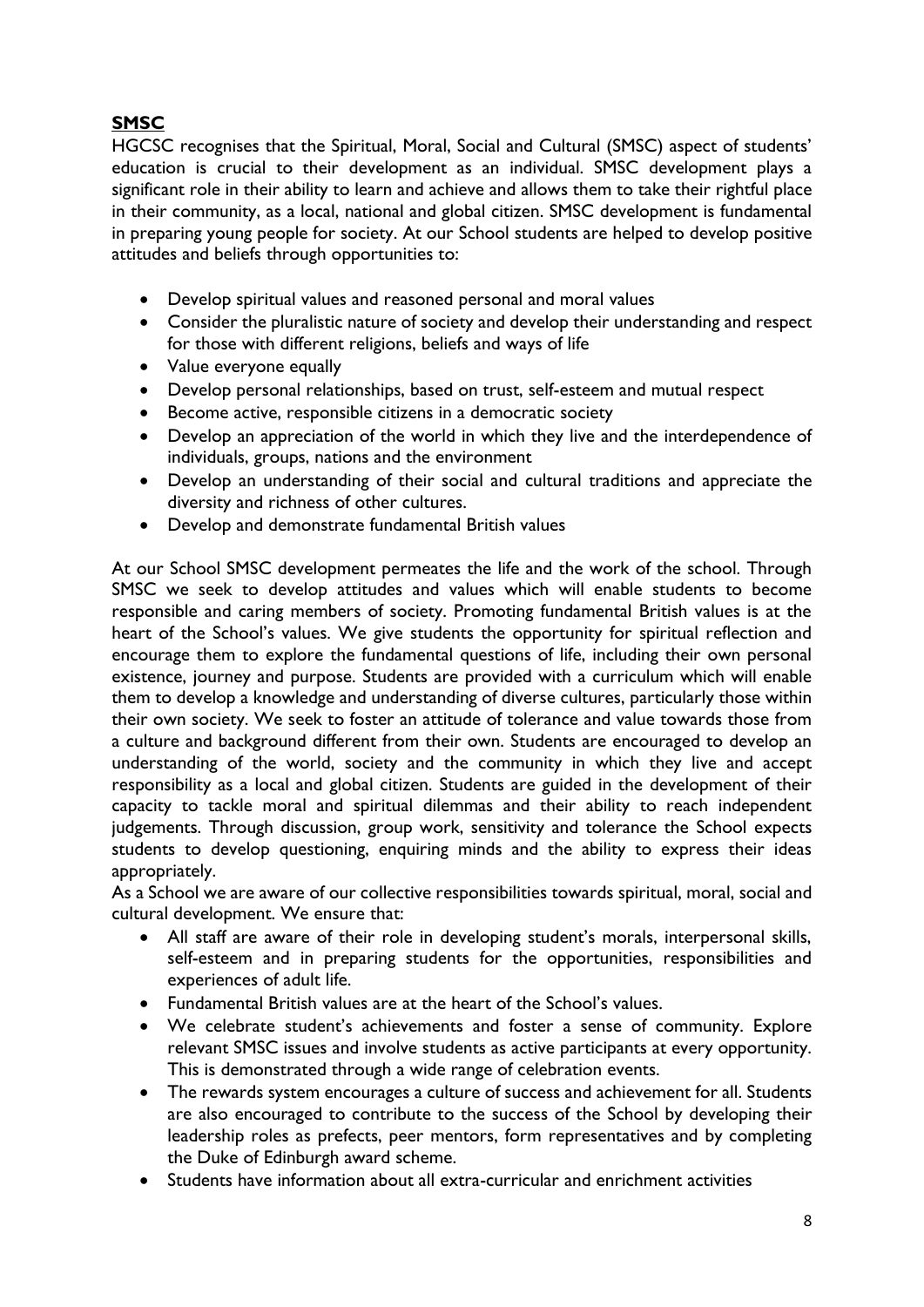## **SMSC**

HGCSC recognises that the Spiritual, Moral, Social and Cultural (SMSC) aspect of students' education is crucial to their development as an individual. SMSC development plays a significant role in their ability to learn and achieve and allows them to take their rightful place in their community, as a local, national and global citizen. SMSC development is fundamental in preparing young people for society. At our School students are helped to develop positive attitudes and beliefs through opportunities to:

- Develop spiritual values and reasoned personal and moral values
- Consider the pluralistic nature of society and develop their understanding and respect for those with different religions, beliefs and ways of life
- Value everyone equally
- Develop personal relationships, based on trust, self-esteem and mutual respect
- Become active, responsible citizens in a democratic society
- Develop an appreciation of the world in which they live and the interdependence of individuals, groups, nations and the environment
- Develop an understanding of their social and cultural traditions and appreciate the diversity and richness of other cultures.
- Develop and demonstrate fundamental British values

At our School SMSC development permeates the life and the work of the school. Through SMSC we seek to develop attitudes and values which will enable students to become responsible and caring members of society. Promoting fundamental British values is at the heart of the School's values. We give students the opportunity for spiritual reflection and encourage them to explore the fundamental questions of life, including their own personal existence, journey and purpose. Students are provided with a curriculum which will enable them to develop a knowledge and understanding of diverse cultures, particularly those within their own society. We seek to foster an attitude of tolerance and value towards those from a culture and background different from their own. Students are encouraged to develop an understanding of the world, society and the community in which they live and accept responsibility as a local and global citizen. Students are guided in the development of their capacity to tackle moral and spiritual dilemmas and their ability to reach independent judgements. Through discussion, group work, sensitivity and tolerance the School expects students to develop questioning, enquiring minds and the ability to express their ideas appropriately.

As a School we are aware of our collective responsibilities towards spiritual, moral, social and cultural development. We ensure that:

- All staff are aware of their role in developing student's morals, interpersonal skills, self-esteem and in preparing students for the opportunities, responsibilities and experiences of adult life.
- Fundamental British values are at the heart of the School's values.
- We celebrate student's achievements and foster a sense of community. Explore relevant SMSC issues and involve students as active participants at every opportunity. This is demonstrated through a wide range of celebration events.
- The rewards system encourages a culture of success and achievement for all. Students are also encouraged to contribute to the success of the School by developing their leadership roles as prefects, peer mentors, form representatives and by completing the Duke of Edinburgh award scheme.
- Students have information about all extra-curricular and enrichment activities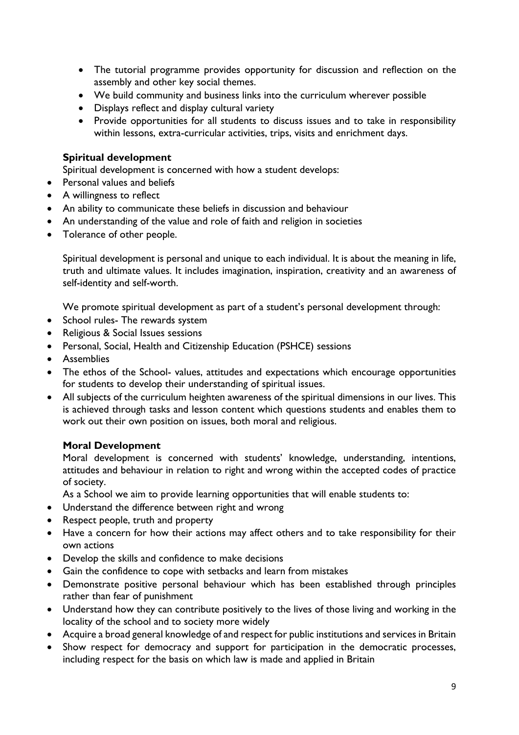- The tutorial programme provides opportunity for discussion and reflection on the assembly and other key social themes.
- We build community and business links into the curriculum wherever possible
- Displays reflect and display cultural variety
- Provide opportunities for all students to discuss issues and to take in responsibility within lessons, extra-curricular activities, trips, visits and enrichment days.

### Spiritual development

Spiritual development is concerned with how a student develops:

- Personal values and beliefs
- A willingness to reflect
- An ability to communicate these beliefs in discussion and behaviour
- An understanding of the value and role of faith and religion in societies
- Tolerance of other people.

Spiritual development is personal and unique to each individual. It is about the meaning in life, truth and ultimate values. It includes imagination, inspiration, creativity and an awareness of self-identity and self-worth.

We promote spiritual development as part of a student's personal development through:

- School rules- The rewards system
- Religious & Social Issues sessions
- Personal, Social, Health and Citizenship Education (PSHCE) sessions
- Assemblies
- The ethos of the School- values, attitudes and expectations which encourage opportunities for students to develop their understanding of spiritual issues.
- All subjects of the curriculum heighten awareness of the spiritual dimensions in our lives. This is achieved through tasks and lesson content which questions students and enables them to work out their own position on issues, both moral and religious.

### Moral Development

Moral development is concerned with students' knowledge, understanding, intentions, attitudes and behaviour in relation to right and wrong within the accepted codes of practice of society.

As a School we aim to provide learning opportunities that will enable students to:

- Understand the difference between right and wrong
- Respect people, truth and property
- Have a concern for how their actions may affect others and to take responsibility for their own actions
- Develop the skills and confidence to make decisions
- Gain the confidence to cope with setbacks and learn from mistakes
- Demonstrate positive personal behaviour which has been established through principles rather than fear of punishment
- Understand how they can contribute positively to the lives of those living and working in the locality of the school and to society more widely
- Acquire a broad general knowledge of and respect for public institutions and services in Britain
- Show respect for democracy and support for participation in the democratic processes, including respect for the basis on which law is made and applied in Britain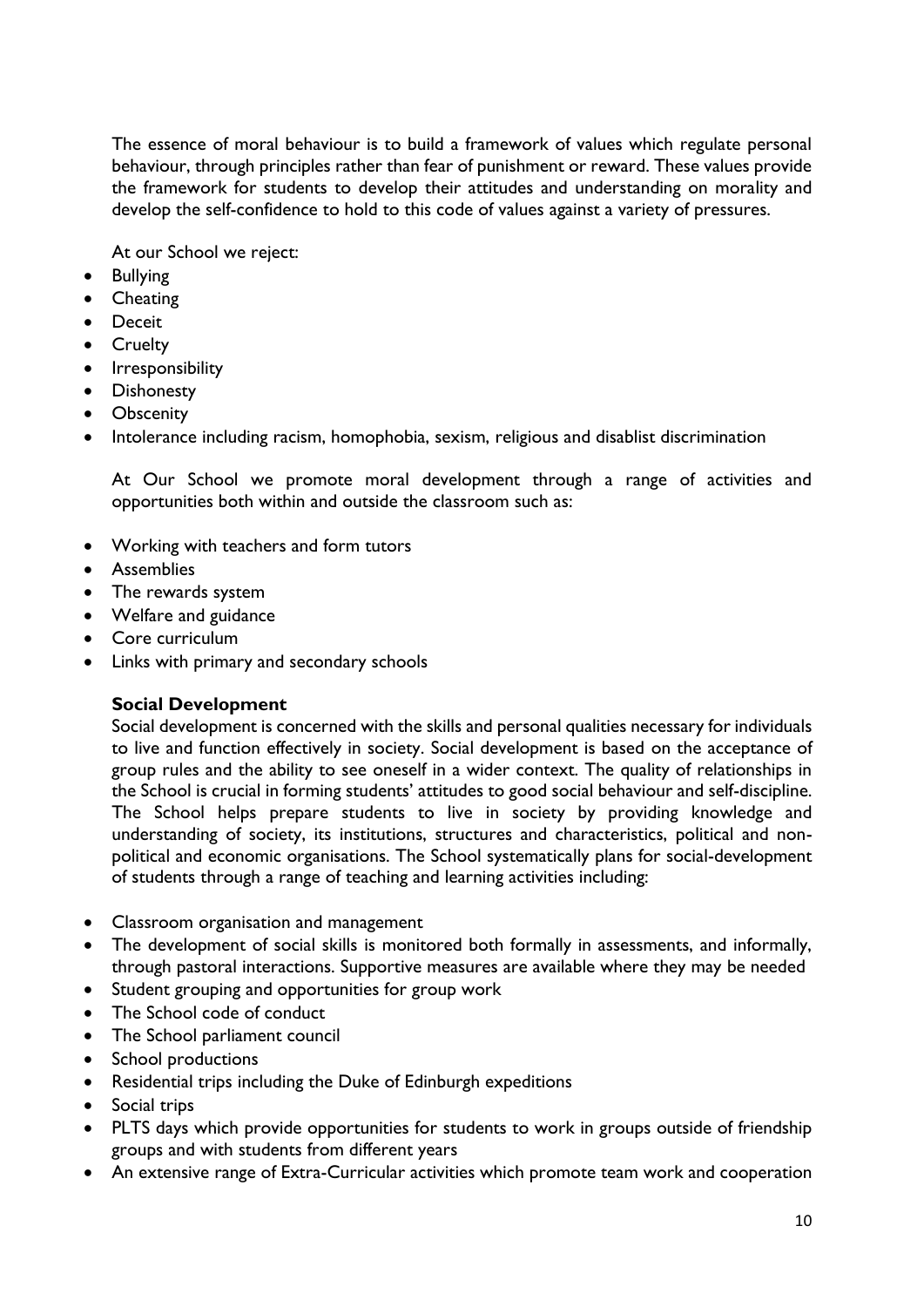The essence of moral behaviour is to build a framework of values which regulate personal behaviour, through principles rather than fear of punishment or reward. These values provide the framework for students to develop their attitudes and understanding on morality and develop the self-confidence to hold to this code of values against a variety of pressures.

At our School we reject:

- Bullying
- Cheating
- Deceit
- Cruelty
- Irresponsibility
- Dishonesty
- Obscenity
- Intolerance including racism, homophobia, sexism, religious and disablist discrimination

At Our School we promote moral development through a range of activities and opportunities both within and outside the classroom such as:

- Working with teachers and form tutors
- Assemblies
- The rewards system
- Welfare and guidance
- Core curriculum
- Links with primary and secondary schools

**Social Development**

Social development is concerned with the skills and personal qualities necessary for individuals to live and function effectively in society. Social development is based on the acceptance of group rules and the ability to see oneself in a wider context. The quality of relationships in the School is crucial in forming students' attitudes to good social behaviour and self-discipline. The School helps prepare students to live in society by providing knowledge and understanding of society, its institutions, structures and characteristics, political and non-political and economic organisations. The School systematically plans for social-development of students through a range of teaching and learning activities including:

- Classroom organisation and management
- The development of social skills is monitored both formally in assessments, and informally, through pastoral interactions. Supportive measures are available where they may be needed
- Student grouping and opportunities for group work
- The School code of conduct
- The School parliament council
- School productions
- Residential trips including the Duke of Edinburgh expeditions
- Social trips
- PLTS days which provide opportunities for students to work in groups outside of friendship groups and with students from different years
- An extensive range of Extra-Curricular activities which promote team work and cooperation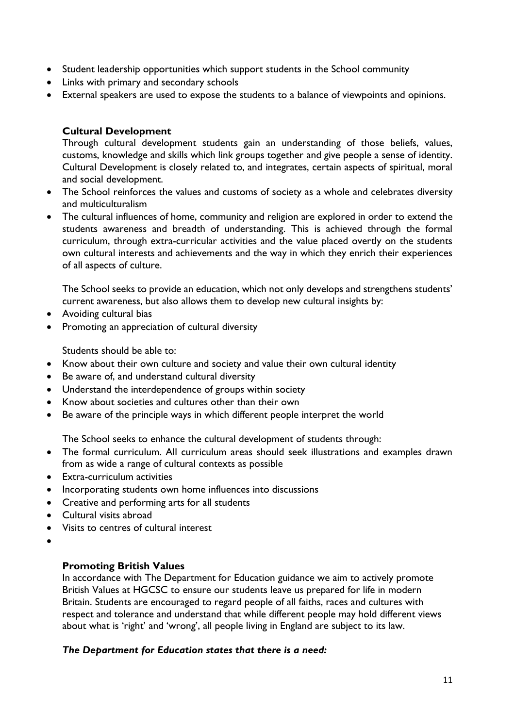- Student leadership opportunities which support students in the School community
- Links with primary and secondary schools
- External speakers are used to expose the students to a balance of viewpoints and opinions.

### Cultural Development

Through cultural development students gain an understanding of those beliefs, values, customs, knowledge and skills which link groups together and give people a sense of identity. Cultural Development is closely related to, and integrates, certain aspects of spiritual, moral and social development.

- The School reinforces the values and customs of society as a whole and celebrates diversity and multiculturalism
- The cultural influences of home, community and religion are explored in order to extend the students awareness and breadth of understanding. This is achieved through the formal curriculum, through extra-curricular activities and the value placed overtly on the students own cultural interests and achievements and the way in which they enrich their experiences of all aspects of culture.

The School seeks to provide an education, which not only develops and strengthens students' current awareness, but also allows them to develop new cultural insights by:

- Avoiding cultural bias
- Promoting an appreciation of cultural diversity

Students should be able to:

- Know about their own culture and society and value their own cultural identity
- Be aware of, and understand cultural diversity
- Understand the interdependence of groups within society
- Know about societies and cultures other than their own
- Be aware of the principle ways in which different people interpret the world

The School seeks to enhance the cultural development of students through:

- The formal curriculum. All curriculum areas should seek illustrations and examples drawn from as wide a range of cultural contexts as possible
- Extra-curriculum activities
- Incorporating students own home influences into discussions
- Creative and performing arts for all students
- Cultural visits abroad
- Visits to centres of cultural interest

### Promoting British Values

In accordance with The Department for Education guidance we aim to actively promote British Values at HGCSC to ensure our students leave us prepared for life in modern Britain. Students are encouraged to regard people of all faiths, races and cultures with respect and tolerance and understand that while different people may hold different views about what is 'right' and 'wrong', all people living in England are subject to its law.

***The Department for Education states that there is a need:***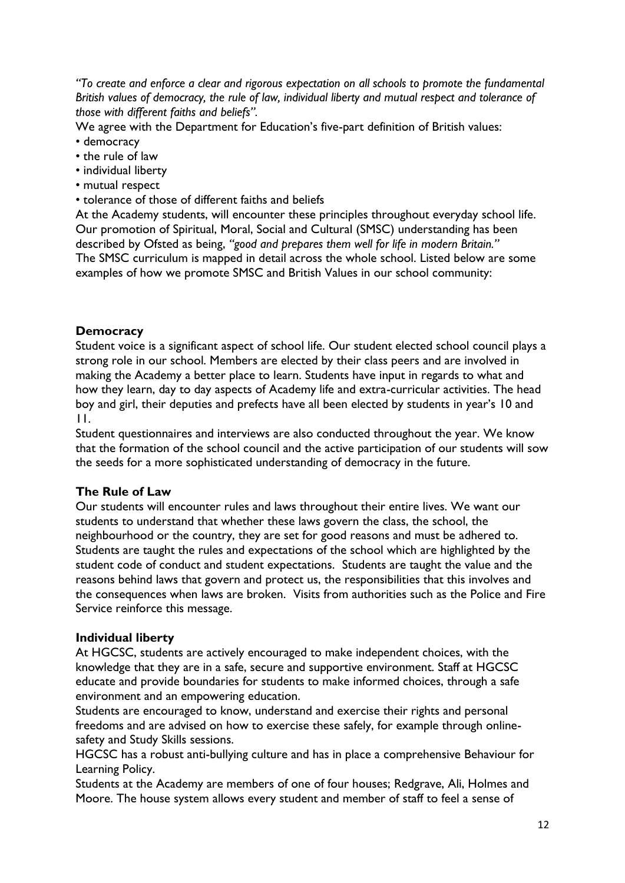*"To create and enforce a clear and rigorous expectation on all schools to promote the fundamental British values of democracy, the rule of law, individual liberty and mutual respect and tolerance of those with different faiths and beliefs".*

We agree with the Department for Education's five-part definition of British values:

- democracy
- the rule of law
- individual liberty
- mutual respect
- tolerance of those of different faiths and beliefs

At the Academy students, will encounter these principles throughout everyday school life. Our promotion of Spiritual, Moral, Social and Cultural (SMSC) understanding has been described by Ofsted as being, *"good and prepares them well for life in modern Britain."* The SMSC curriculum is mapped in detail across the whole school. Listed below are some examples of how we promote SMSC and British Values in our school community:

**Democracy**

Student voice is a significant aspect of school life. Our student elected school council plays a strong role in our school. Members are elected by their class peers and are involved in making the Academy a better place to learn. Students have input in regards to what and how they learn, day to day aspects of Academy life and extra-curricular activities. The head boy and girl, their deputies and prefects have all been elected by students in year's 10 and 11.

Student questionnaires and interviews are also conducted throughout the year. We know that the formation of the school council and the active participation of our students will sow the seeds for a more sophisticated understanding of democracy in the future.

**The Rule of Law**

Our students will encounter rules and laws throughout their entire lives. We want our students to understand that whether these laws govern the class, the school, the neighbourhood or the country, they are set for good reasons and must be adhered to. Students are taught the rules and expectations of the school which are highlighted by the student code of conduct and student expectations. Students are taught the value and the reasons behind laws that govern and protect us, the responsibilities that this involves and the consequences when laws are broken. Visits from authorities such as the Police and Fire Service reinforce this message.

**Individual liberty**

At HGCSC, students are actively encouraged to make independent choices, with the knowledge that they are in a safe, secure and supportive environment. Staff at HGCSC educate and provide boundaries for students to make informed choices, through a safe environment and an empowering education.

Students are encouraged to know, understand and exercise their rights and personal freedoms and are advised on how to exercise these safely, for example through online-safety and Study Skills sessions.

HGCSC has a robust anti-bullying culture and has in place a comprehensive Behaviour for Learning Policy.

Students at the Academy are members of one of four houses; Redgrave, Ali, Holmes and Moore. The house system allows every student and member of staff to feel a sense of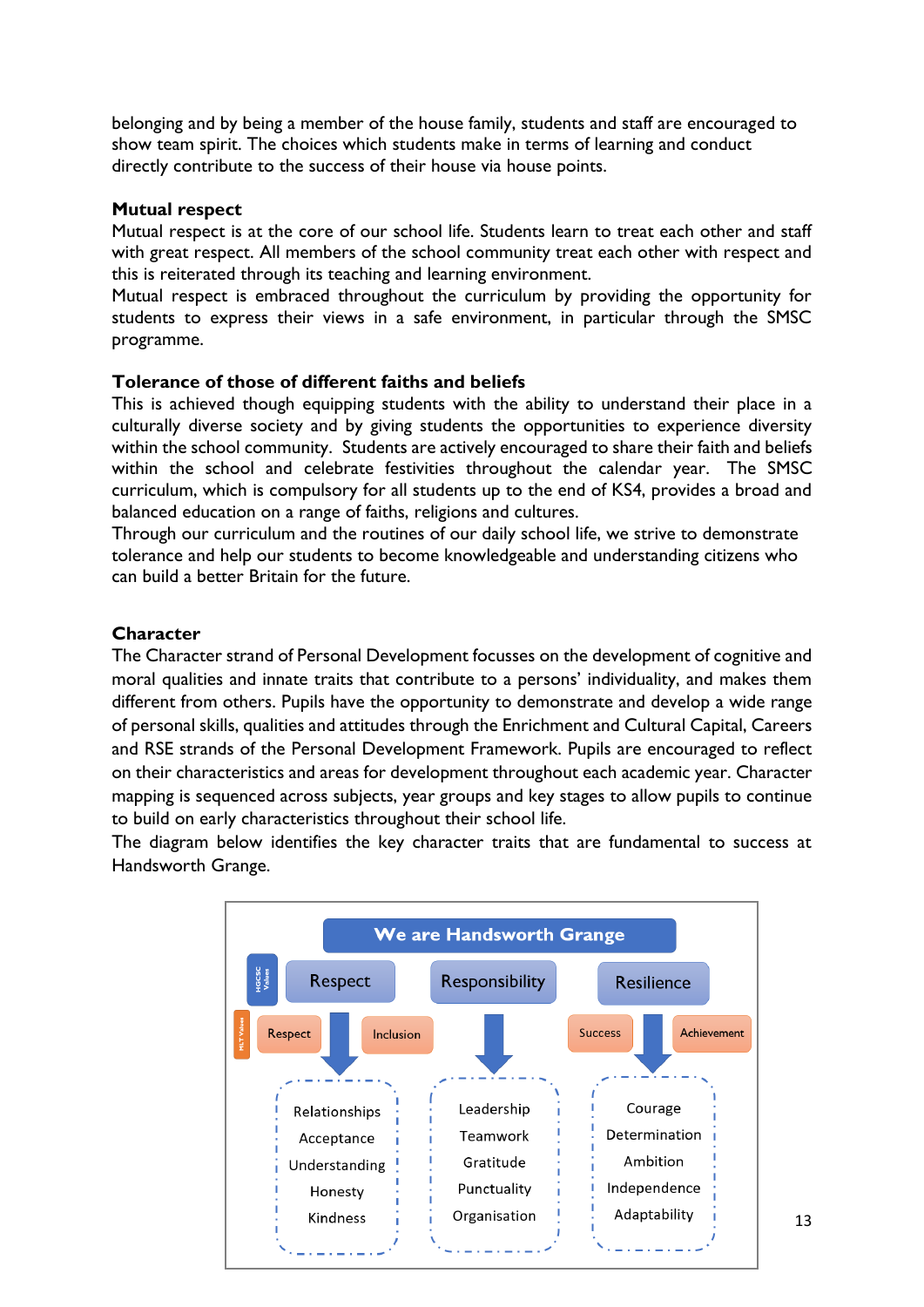belonging and by being a member of the house family, students and staff are encouraged to show team spirit. The choices which students make in terms of learning and conduct directly contribute to the success of their house via house points.

**Mutual respect**

Mutual respect is at the core of our school life. Students learn to treat each other and staff with great respect. All members of the school community treat each other with respect and this is reiterated through its teaching and learning environment.

Mutual respect is embraced throughout the curriculum by providing the opportunity for students to express their views in a safe environment, in particular through the SMSC programme.

**Tolerance of those of different faiths and beliefs**

This is achieved though equipping students with the ability to understand their place in a culturally diverse society and by giving students the opportunities to experience diversity within the school community. Students are actively encouraged to share their faith and beliefs within the school and celebrate festivities throughout the calendar year. The SMSC curriculum, which is compulsory for all students up to the end of KS4, provides a broad and balanced education on a range of faiths, religions and cultures.

Through our curriculum and the routines of our daily school life, we strive to demonstrate tolerance and help our students to become knowledgeable and understanding citizens who can build a better Britain for the future.

**Character**

The Character strand of Personal Development focusses on the development of cognitive and moral qualities and innate traits that contribute to a persons' individuality, and makes them different from others. Pupils have the opportunity to demonstrate and develop a wide range of personal skills, qualities and attitudes through the Enrichment and Cultural Capital, Careers and RSE strands of the Personal Development Framework. Pupils are encouraged to reflect on their characteristics and areas for development throughout each academic year. Character mapping is sequenced across subjects, year groups and key stages to allow pupils to continue to build on early characteristics throughout their school life.

The diagram below identifies the key character traits that are fundamental to success at Handsworth Grange.

**We are Handsworth Grange**

| HGCSC Values | Respect | Responsibility | Resilience |
|---|---|---|---|
| MLT Values | Respect, Inclusion | | Success, Achievement |
| | Relationships<br>Acceptance<br>Understanding<br>Honesty<br>Kindness | Leadership<br>Teamwork<br>Gratitude<br>Punctuality<br>Organisation | Courage<br>Determination<br>Ambition<br>Independence<br>Adaptability |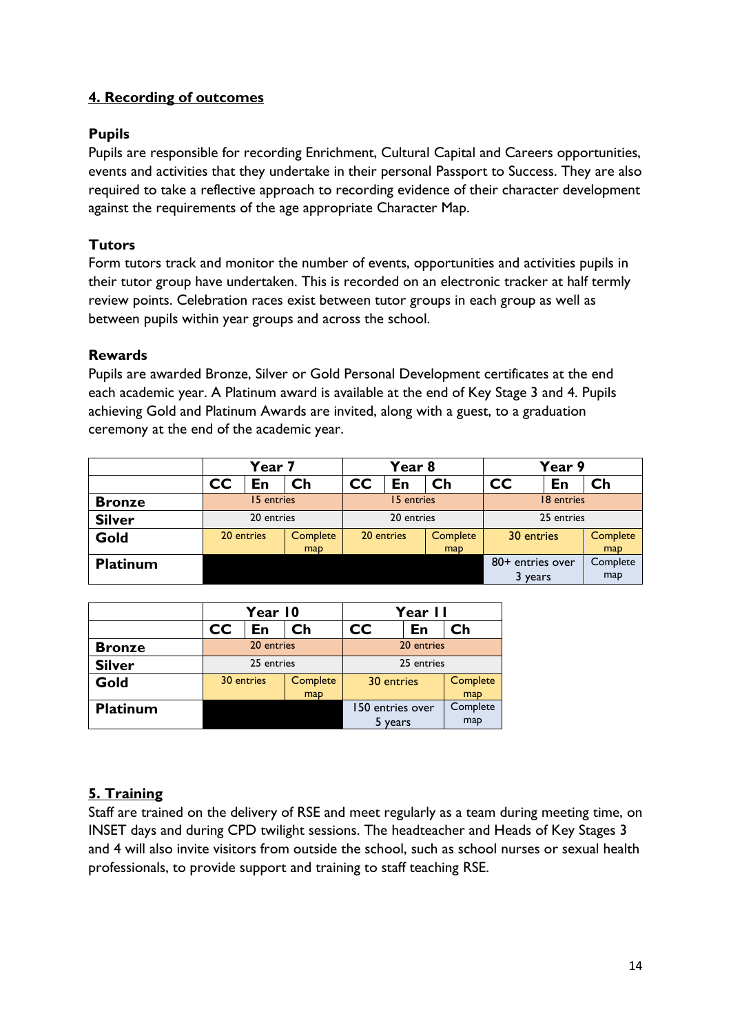## 4. Recording of outcomes

### Pupils

Pupils are responsible for recording Enrichment, Cultural Capital and Careers opportunities, events and activities that they undertake in their personal Passport to Success. They are also required to take a reflective approach to recording evidence of their character development against the requirements of the age appropriate Character Map.

### Tutors

Form tutors track and monitor the number of events, opportunities and activities pupils in their tutor group have undertaken. This is recorded on an electronic tracker at half termly review points. Celebration races exist between tutor groups in each group as well as between pupils within year groups and across the school.

### Rewards

Pupils are awarded Bronze, Silver or Gold Personal Development certificates at the end each academic year. A Platinum award is available at the end of Key Stage 3 and 4. Pupils achieving Gold and Platinum Awards are invited, along with a guest, to a graduation ceremony at the end of the academic year.

| | Year 7 | | | Year 8 | | | Year 9 | | |
|---|---|---|---|---|---|---|---|---|---|
| | CC | En | Ch | CC | En | Ch | CC | En | Ch |
| **Bronze** | 15 entries | | | 15 entries | | | 18 entries | | |
| **Silver** | 20 entries | | | 20 entries | | | 25 entries | | |
| **Gold** | 20 entries | | Complete map | 20 entries | | Complete map | 30 entries | | Complete map |
| **Platinum** | | | | | | | 80+ entries over 3 years | | Complete map |

| | Year 10 | | | Year 11 | | |
|---|---|---|---|---|---|---|
| | CC | En | Ch | CC | En | Ch |
| **Bronze** | 20 entries | | | 20 entries | | |
| **Silver** | 25 entries | | | 25 entries | | |
| **Gold** | 30 entries | | Complete map | 30 entries | | Complete map |
| **Platinum** | | | | 150 entries over 5 years | | Complete map |

## 5. Training

Staff are trained on the delivery of RSE and meet regularly as a team during meeting time, on INSET days and during CPD twilight sessions. The headteacher and Heads of Key Stages 3 and 4 will also invite visitors from outside the school, such as school nurses or sexual health professionals, to provide support and training to staff teaching RSE.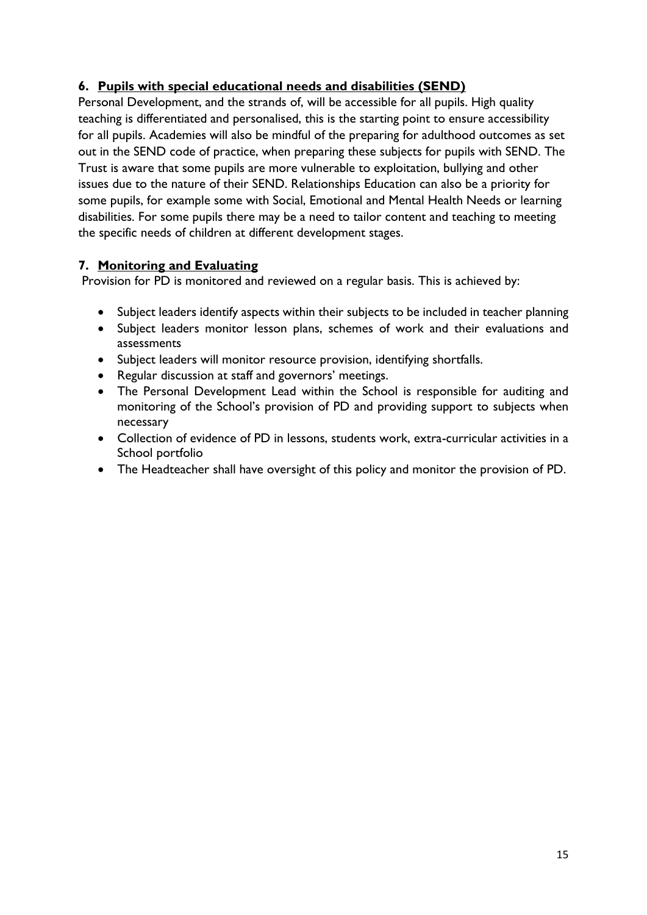## 6. Pupils with special educational needs and disabilities (SEND)

Personal Development, and the strands of, will be accessible for all pupils. High quality teaching is differentiated and personalised, this is the starting point to ensure accessibility for all pupils. Academies will also be mindful of the preparing for adulthood outcomes as set out in the SEND code of practice, when preparing these subjects for pupils with SEND. The Trust is aware that some pupils are more vulnerable to exploitation, bullying and other issues due to the nature of their SEND. Relationships Education can also be a priority for some pupils, for example some with Social, Emotional and Mental Health Needs or learning disabilities. For some pupils there may be a need to tailor content and teaching to meeting the specific needs of children at different development stages.

## 7. Monitoring and Evaluating

Provision for PD is monitored and reviewed on a regular basis. This is achieved by:

- Subject leaders identify aspects within their subjects to be included in teacher planning
- Subject leaders monitor lesson plans, schemes of work and their evaluations and assessments
- Subject leaders will monitor resource provision, identifying shortfalls.
- Regular discussion at staff and governors' meetings.
- The Personal Development Lead within the School is responsible for auditing and monitoring of the School's provision of PD and providing support to subjects when necessary
- Collection of evidence of PD in lessons, students work, extra-curricular activities in a School portfolio
- The Headteacher shall have oversight of this policy and monitor the provision of PD.